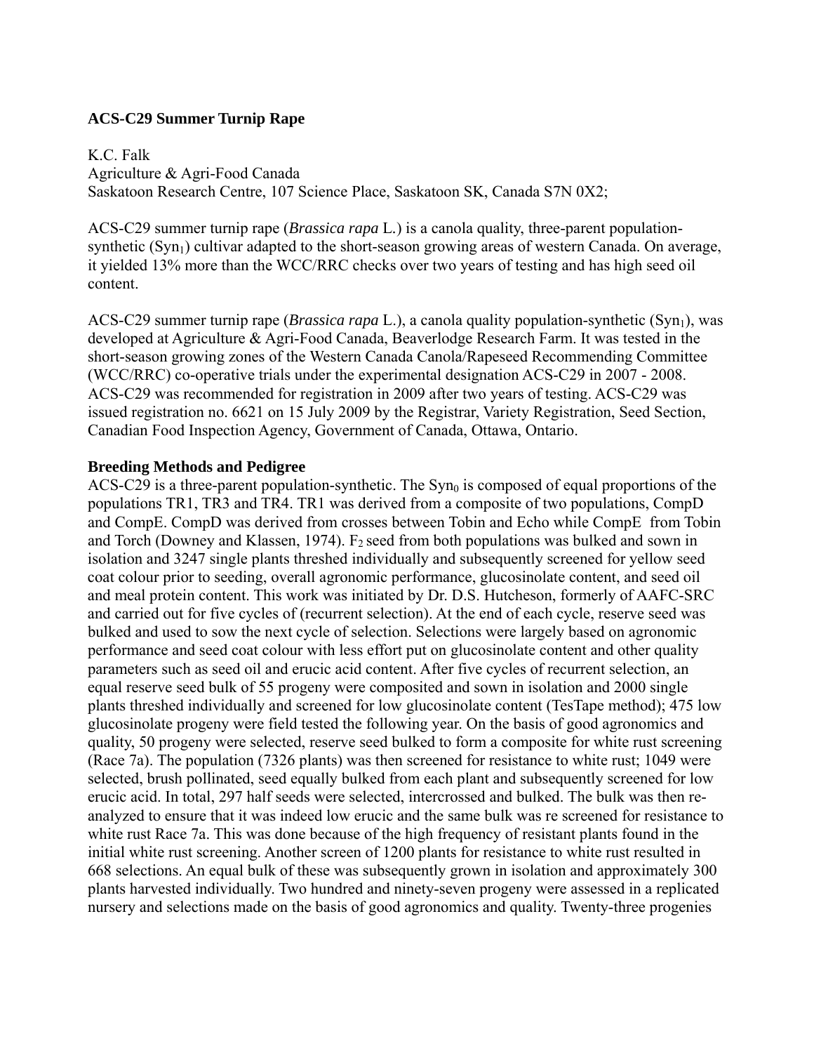**ACS-C29 Summer Turnip Rape**

K.C. Falk
Agriculture & Agri-Food Canada
Saskatoon Research Centre, 107 Science Place, Saskatoon SK, Canada S7N 0X2;

ACS-C29 summer turnip rape (*Brassica rapa* L.) is a canola quality, three-parent population-synthetic ($Syn_1$) cultivar adapted to the short-season growing areas of western Canada. On average, it yielded 13% more than the WCC/RRC checks over two years of testing and has high seed oil content.

ACS-C29 summer turnip rape (*Brassica rapa* L.), a canola quality population-synthetic ($Syn_1$), was developed at Agriculture & Agri-Food Canada, Beaverlodge Research Farm. It was tested in the short-season growing zones of the Western Canada Canola/Rapeseed Recommending Committee (WCC/RRC) co-operative trials under the experimental designation ACS-C29 in 2007 - 2008. ACS-C29 was recommended for registration in 2009 after two years of testing. ACS-C29 was issued registration no. 6621 on 15 July 2009 by the Registrar, Variety Registration, Seed Section, Canadian Food Inspection Agency, Government of Canada, Ottawa, Ontario.

**Breeding Methods and Pedigree**

ACS-C29 is a three-parent population-synthetic. The $Syn_0$ is composed of equal proportions of the populations TR1, TR3 and TR4. TR1 was derived from a composite of two populations, CompD and CompE. CompD was derived from crosses between Tobin and Echo while CompE from Tobin and Torch (Downey and Klassen, 1974). $F_2$ seed from both populations was bulked and sown in isolation and 3247 single plants threshed individually and subsequently screened for yellow seed coat colour prior to seeding, overall agronomic performance, glucosinolate content, and seed oil and meal protein content. This work was initiated by Dr. D.S. Hutcheson, formerly of AAFC-SRC and carried out for five cycles of (recurrent selection). At the end of each cycle, reserve seed was bulked and used to sow the next cycle of selection. Selections were largely based on agronomic performance and seed coat colour with less effort put on glucosinolate content and other quality parameters such as seed oil and erucic acid content. After five cycles of recurrent selection, an equal reserve seed bulk of 55 progeny were composited and sown in isolation and 2000 single plants threshed individually and screened for low glucosinolate content (TesTape method); 475 low glucosinolate progeny were field tested the following year. On the basis of good agronomics and quality, 50 progeny were selected, reserve seed bulked to form a composite for white rust screening (Race 7a). The population (7326 plants) was then screened for resistance to white rust; 1049 were selected, brush pollinated, seed equally bulked from each plant and subsequently screened for low erucic acid. In total, 297 half seeds were selected, intercrossed and bulked. The bulk was then re-analyzed to ensure that it was indeed low erucic and the same bulk was re screened for resistance to white rust Race 7a. This was done because of the high frequency of resistant plants found in the initial white rust screening. Another screen of 1200 plants for resistance to white rust resulted in 668 selections. An equal bulk of these was subsequently grown in isolation and approximately 300 plants harvested individually. Two hundred and ninety-seven progeny were assessed in a replicated nursery and selections made on the basis of good agronomics and quality. Twenty-three progenies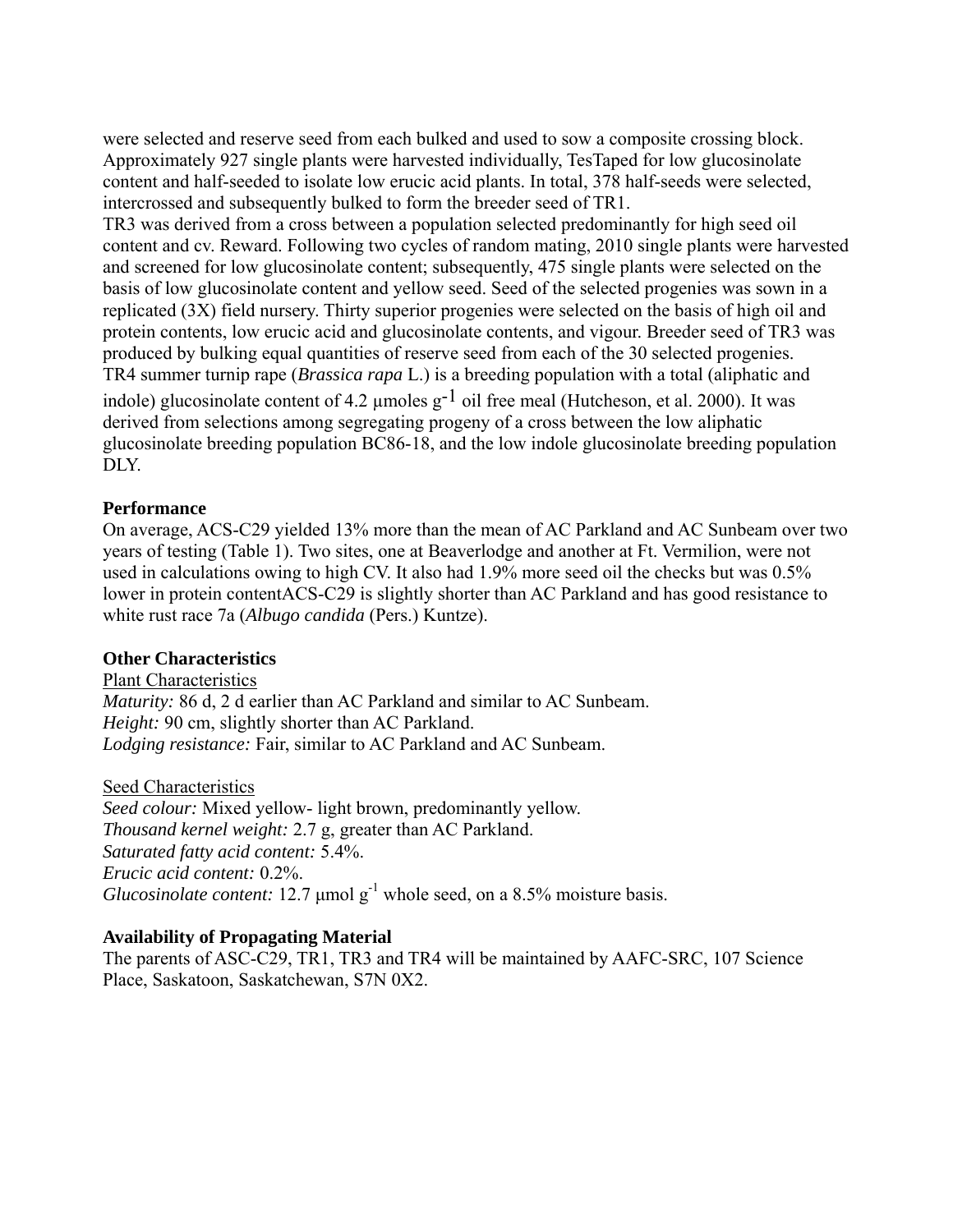were selected and reserve seed from each bulked and used to sow a composite crossing block. Approximately 927 single plants were harvested individually, TesTaped for low glucosinolate content and half-seeded to isolate low erucic acid plants. In total, 378 half-seeds were selected, intercrossed and subsequently bulked to form the breeder seed of TR1.

TR3 was derived from a cross between a population selected predominantly for high seed oil content and cv. Reward. Following two cycles of random mating, 2010 single plants were harvested and screened for low glucosinolate content; subsequently, 475 single plants were selected on the basis of low glucosinolate content and yellow seed. Seed of the selected progenies was sown in a replicated (3X) field nursery. Thirty superior progenies were selected on the basis of high oil and protein contents, low erucic acid and glucosinolate contents, and vigour. Breeder seed of TR3 was produced by bulking equal quantities of reserve seed from each of the 30 selected progenies.

TR4 summer turnip rape (*Brassica rapa* L.) is a breeding population with a total (aliphatic and indole) glucosinolate content of 4.2 μmoles $g^{-1}$ oil free meal (Hutcheson, et al. 2000). It was derived from selections among segregating progeny of a cross between the low aliphatic glucosinolate breeding population BC86-18, and the low indole glucosinolate breeding population DLY.

**Performance**

On average, ACS-C29 yielded 13% more than the mean of AC Parkland and AC Sunbeam over two years of testing (Table 1). Two sites, one at Beaverlodge and another at Ft. Vermilion, were not used in calculations owing to high CV. It also had 1.9% more seed oil the checks but was 0.5% lower in protein contentACS-C29 is slightly shorter than AC Parkland and has good resistance to white rust race 7a (*Albugo candida* (Pers.) Kuntze).

**Other Characteristics**

Plant Characteristics

*Maturity:* 86 d, 2 d earlier than AC Parkland and similar to AC Sunbeam.
*Height:* 90 cm, slightly shorter than AC Parkland.
*Lodging resistance:* Fair, similar to AC Parkland and AC Sunbeam.

Seed Characteristics

*Seed colour:* Mixed yellow- light brown, predominantly yellow.
*Thousand kernel weight:* 2.7 g, greater than AC Parkland.
*Saturated fatty acid content:* 5.4%.
*Erucic acid content:* 0.2%.
*Glucosinolate content:* 12.7 μmol $g^{-1}$ whole seed, on a 8.5% moisture basis.

**Availability of Propagating Material**

The parents of ASC-C29, TR1, TR3 and TR4 will be maintained by AAFC-SRC, 107 Science Place, Saskatoon, Saskatchewan, S7N 0X2.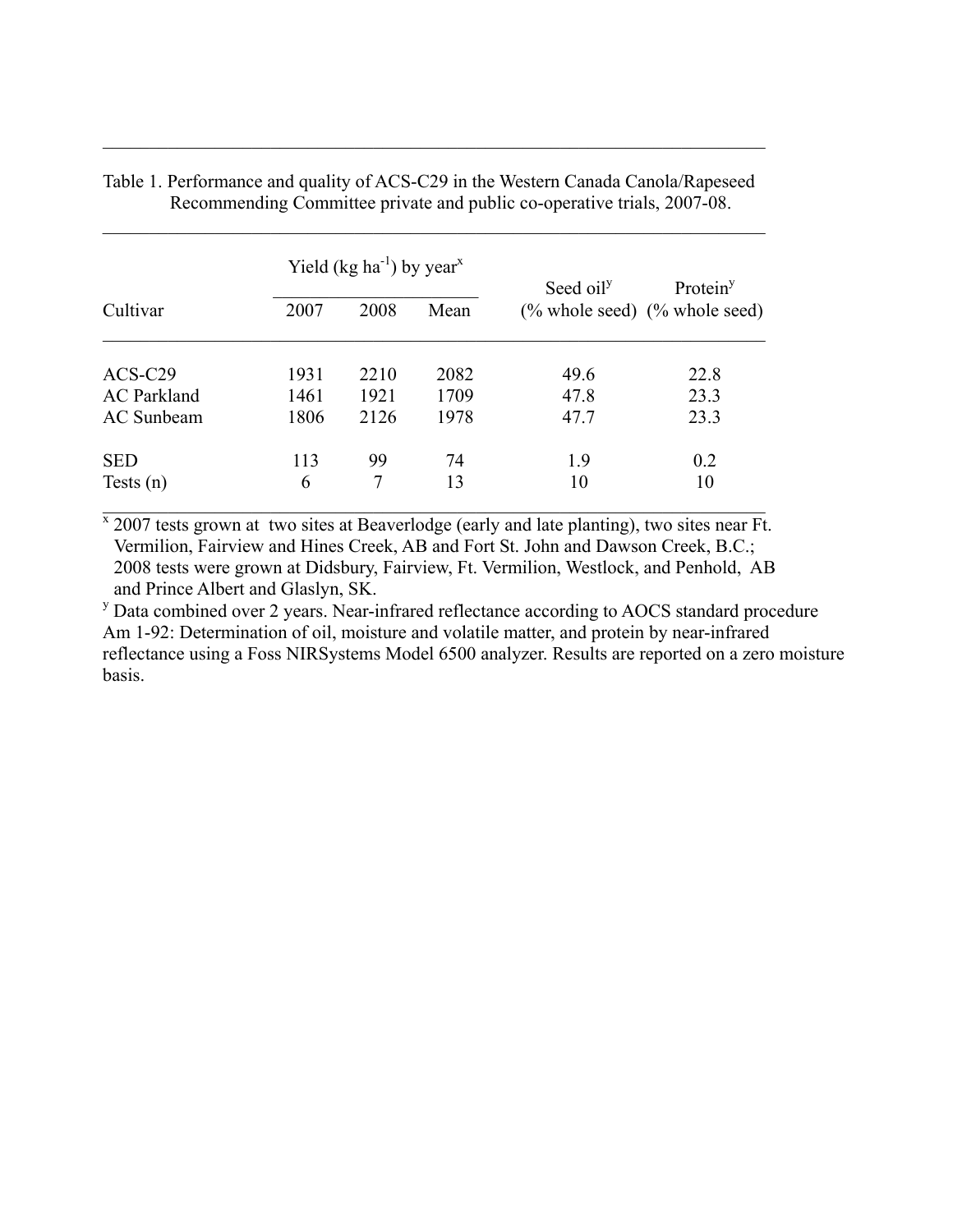Table 1. Performance and quality of ACS-C29 in the Western Canada Canola/Rapeseed Recommending Committee private and public co-operative trials, 2007-08.

| Cultivar | Yield (kg ha$^{-1}$) by year[x] | | | Seed oil[y] (% whole seed) | Protein[y] (% whole seed) |
|---|---|---|---|---|---|
| | 2007 | 2008 | Mean | | |
| ACS-C29 | 1931 | 2210 | 2082 | 49.6 | 22.8 |
| AC Parkland | 1461 | 1921 | 1709 | 47.8 | 23.3 |
| AC Sunbeam | 1806 | 2126 | 1978 | 47.7 | 23.3 |
| SED | 113 | 99 | 74 | 1.9 | 0.2 |
| Tests (n) | 6 | 7 | 13 | 10 | 10 |

[x] 2007 tests grown at two sites at Beaverlodge (early and late planting), two sites near Ft. Vermilion, Fairview and Hines Creek, AB and Fort St. John and Dawson Creek, B.C.; 2008 tests were grown at Didsbury, Fairview, Ft. Vermilion, Westlock, and Penhold, AB and Prince Albert and Glaslyn, SK.

[y] Data combined over 2 years. Near-infrared reflectance according to AOCS standard procedure Am 1-92: Determination of oil, moisture and volatile matter, and protein by near-infrared reflectance using a Foss NIRSystems Model 6500 analyzer. Results are reported on a zero moisture basis.